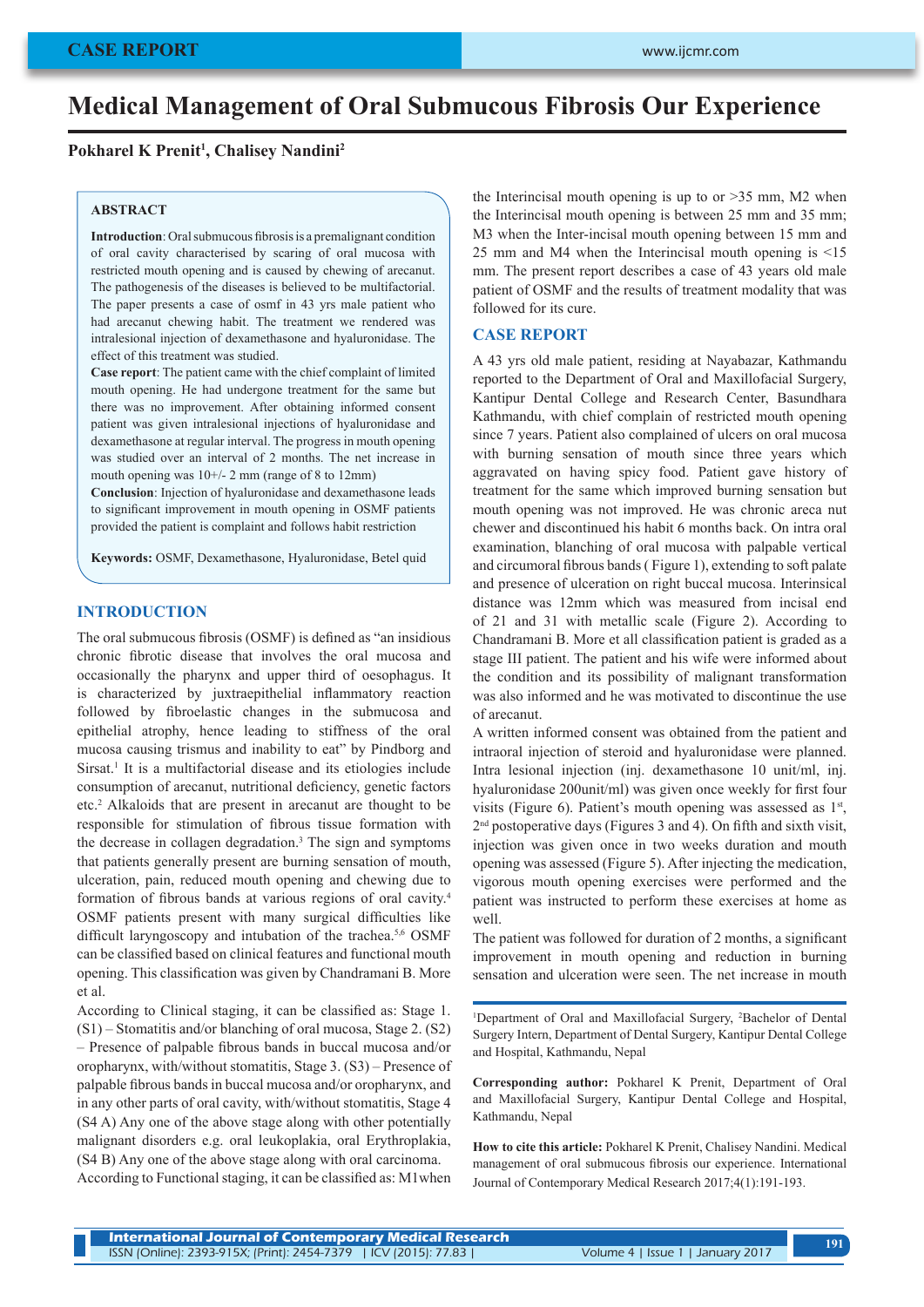CASE REPORT

# Medical Management of Oral Submucous Fibrosis Our Experience

**Pokharel K Prenit[1], Chalisey Nandini[2]**

## ABSTRACT

**Introduction**: Oral submucous fibrosis is a premalignant condition of oral cavity characterised by scaring of oral mucosa with restricted mouth opening and is caused by chewing of arecanut. The pathogenesis of the diseases is believed to be multifactorial. The paper presents a case of osmf in 43 yrs male patient who had arecanut chewing habit. The treatment we rendered was intralesional injection of dexamethasone and hyaluronidase. The effect of this treatment was studied.

**Case report**: The patient came with the chief complaint of limited mouth opening. He had undergone treatment for the same but there was no improvement. After obtaining informed consent patient was given intralesional injections of hyaluronidase and dexamethasone at regular interval. The progress in mouth opening was studied over an interval of 2 months. The net increase in mouth opening was 10+/- 2 mm (range of 8 to 12mm)

**Conclusion**: Injection of hyaluronidase and dexamethasone leads to significant improvement in mouth opening in OSMF patients provided the patient is complaint and follows habit restriction

**Keywords:** OSMF, Dexamethasone, Hyaluronidase, Betel quid

## INTRODUCTION

The oral submucous fibrosis (OSMF) is defined as "an insidious chronic fibrotic disease that involves the oral mucosa and occasionally the pharynx and upper third of oesophagus. It is characterized by juxtraepithelial inflammatory reaction followed by fibroelastic changes in the submucosa and epithelial atrophy, hence leading to stiffness of the oral mucosa causing trismus and inability to eat" by Pindborg and Sirsat.[1] It is a multifactorial disease and its etiologies include consumption of arecanut, nutritional deficiency, genetic factors etc.[2] Alkaloids that are present in arecanut are thought to be responsible for stimulation of fibrous tissue formation with the decrease in collagen degradation.[3] The sign and symptoms that patients generally present are burning sensation of mouth, ulceration, pain, reduced mouth opening and chewing due to formation of fibrous bands at various regions of oral cavity.[4] OSMF patients present with many surgical difficulties like difficult laryngoscopy and intubation of the trachea.[5,6] OSMF can be classified based on clinical features and functional mouth opening. This classification was given by Chandramani B. More et al.

According to Clinical staging, it can be classified as: Stage 1. (S1) – Stomatitis and/or blanching of oral mucosa, Stage 2. (S2) – Presence of palpable fibrous bands in buccal mucosa and/or oropharynx, with/without stomatitis, Stage 3. (S3) – Presence of palpable fibrous bands in buccal mucosa and/or oropharynx, and in any other parts of oral cavity, with/without stomatitis, Stage 4 (S4 A) Any one of the above stage along with other potentially malignant disorders e.g. oral leukoplakia, oral Erythroplakia, (S4 B) Any one of the above stage along with oral carcinoma.

According to Functional staging, it can be classified as: M1when the Interincisal mouth opening is up to or >35 mm, M2 when the Interincisal mouth opening is between 25 mm and 35 mm; M3 when the Inter-incisal mouth opening between 15 mm and 25 mm and M4 when the Interincisal mouth opening is <15 mm. The present report describes a case of 43 years old male patient of OSMF and the results of treatment modality that was followed for its cure.

## CASE REPORT

A 43 yrs old male patient, residing at Nayabazar, Kathmandu reported to the Department of Oral and Maxillofacial Surgery, Kantipur Dental College and Research Center, Basundhara Kathmandu, with chief complain of restricted mouth opening since 7 years. Patient also complained of ulcers on oral mucosa with burning sensation of mouth since three years which aggravated on having spicy food. Patient gave history of treatment for the same which improved burning sensation but mouth opening was not improved. He was chronic areca nut chewer and discontinued his habit 6 months back. On intra oral examination, blanching of oral mucosa with palpable vertical and circumoral fibrous bands ( Figure 1), extending to soft palate and presence of ulceration on right buccal mucosa. Interinsical distance was 12mm which was measured from incisal end of 21 and 31 with metallic scale (Figure 2). According to Chandramani B. More et all classification patient is graded as a stage III patient. The patient and his wife were informed about the condition and its possibility of malignant transformation was also informed and he was motivated to discontinue the use of arecanut.

A written informed consent was obtained from the patient and intraoral injection of steroid and hyaluronidase were planned. Intra lesional injection (inj. dexamethasone 10 unit/ml, inj. hyaluronidase 200unit/ml) was given once weekly for first four visits (Figure 6). Patient's mouth opening was assessed as 1st, 2nd postoperative days (Figures 3 and 4). On fifth and sixth visit, injection was given once in two weeks duration and mouth opening was assessed (Figure 5). After injecting the medication, vigorous mouth opening exercises were performed and the patient was instructed to perform these exercises at home as well.

The patient was followed for duration of 2 months, a significant improvement in mouth opening and reduction in burning sensation and ulceration were seen. The net increase in mouth

---

[1]Department of Oral and Maxillofacial Surgery, [2]Bachelor of Dental Surgery Intern, Department of Dental Surgery, Kantipur Dental College and Hospital, Kathmandu, Nepal

**Corresponding author:** Pokharel K Prenit, Department of Oral and Maxillofacial Surgery, Kantipur Dental College and Hospital, Kathmandu, Nepal

**How to cite this article:** Pokharel K Prenit, Chalisey Nandini. Medical management of oral submucous fibrosis our experience. International Journal of Contemporary Medical Research 2017;4(1):191-193.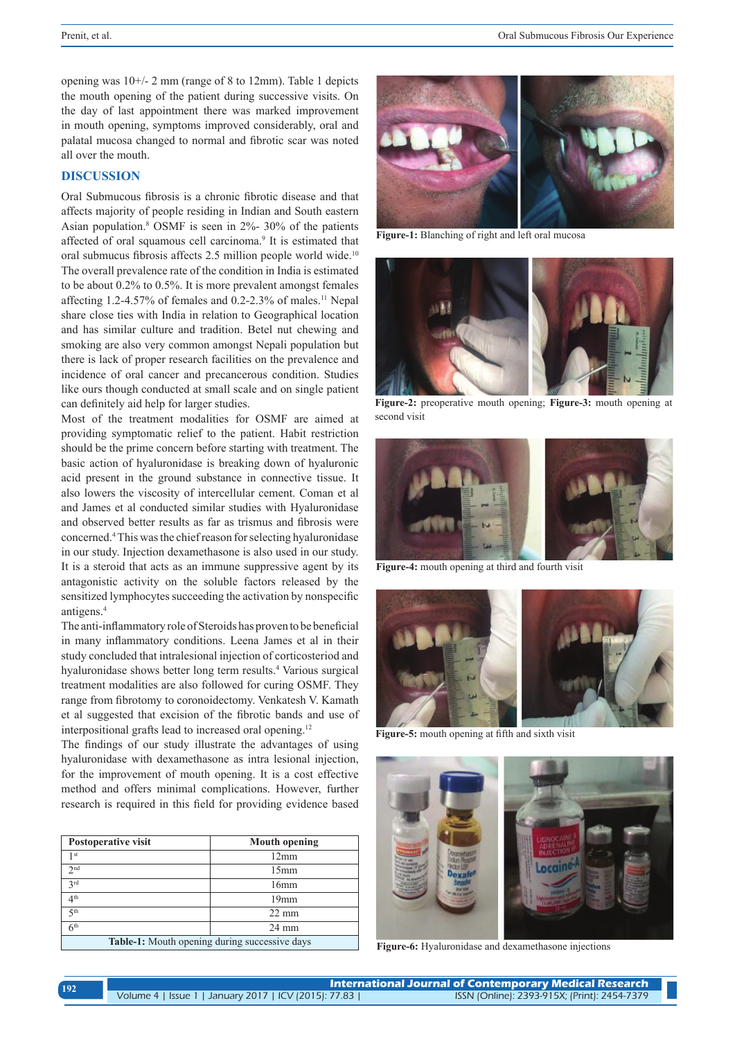opening was 10+/- 2 mm (range of 8 to 12mm). Table 1 depicts the mouth opening of the patient during successive visits. On the day of last appointment there was marked improvement in mouth opening, symptoms improved considerably, oral and palatal mucosa changed to normal and fibrotic scar was noted all over the mouth.

## DISCUSSION

Oral Submucous fibrosis is a chronic fibrotic disease and that affects majority of people residing in Indian and South eastern Asian population.[8] OSMF is seen in 2%- 30% of the patients affected of oral squamous cell carcinoma.[9] It is estimated that oral submucus fibrosis affects 2.5 million people world wide.[10] The overall prevalence rate of the condition in India is estimated to be about 0.2% to 0.5%. It is more prevalent amongst females affecting 1.2-4.57% of females and 0.2-2.3% of males.[11] Nepal share close ties with India in relation to Geographical location and has similar culture and tradition. Betel nut chewing and smoking are also very common amongst Nepali population but there is lack of proper research facilities on the prevalence and incidence of oral cancer and precancerous condition. Studies like ours though conducted at small scale and on single patient can definitely aid help for larger studies.

Most of the treatment modalities for OSMF are aimed at providing symptomatic relief to the patient. Habit restriction should be the prime concern before starting with treatment. The basic action of hyaluronidase is breaking down of hyaluronic acid present in the ground substance in connective tissue. It also lowers the viscosity of intercellular cement. Coman et al and James et al conducted similar studies with Hyaluronidase and observed better results as far as trismus and fibrosis were concerned.[4] This was the chief reason for selecting hyaluronidase in our study. Injection dexamethasone is also used in our study. It is a steroid that acts as an immune suppressive agent by its antagonistic activity on the soluble factors released by the sensitized lymphocytes succeeding the activation by nonspecific antigens.[4]

The anti-inflammatory role of Steroids has proven to be beneficial in many inflammatory conditions. Leena James et al in their study concluded that intralesional injection of corticosteriod and hyaluronidase shows better long term results.[4] Various surgical treatment modalities are also followed for curing OSMF. They range from fibrotomy to coronoidectomy. Venkatesh V. Kamath et al suggested that excision of the fibrotic bands and use of interpositional grafts lead to increased oral opening.[12]

The findings of our study illustrate the advantages of using hyaluronidase with dexamethasone as intra lesional injection, for the improvement of mouth opening. It is a cost effective method and offers minimal complications. However, further research is required in this field for providing evidence based

| Postoperative visit | Mouth opening |
|---|---|
| 1st | 12mm |
| 2nd | 15mm |
| 3rd | 16mm |
| 4th | 19mm |
| 5th | 22 mm |
| 6th | 24 mm |

**Table-1:** Mouth opening during successive days

**Figure-1:** Blanching of right and left oral mucosa

**Figure-2:** preoperative mouth opening; **Figure-3:** mouth opening at second visit

**Figure-4:** mouth opening at third and fourth visit

**Figure-5:** mouth opening at fifth and sixth visit

**Figure-6:** Hyaluronidase and dexamethasone injections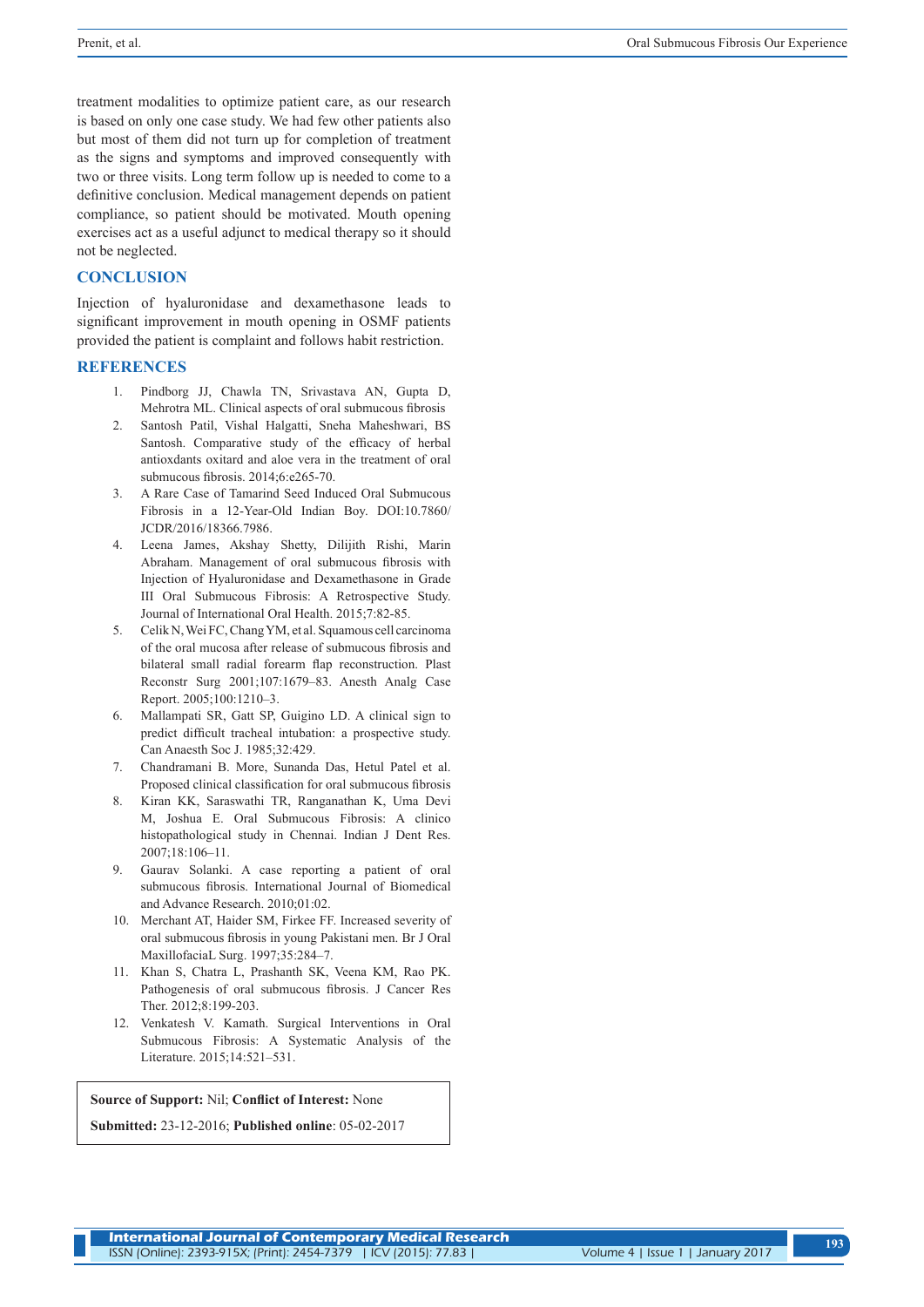treatment modalities to optimize patient care, as our research is based on only one case study. We had few other patients also but most of them did not turn up for completion of treatment as the signs and symptoms and improved consequently with two or three visits. Long term follow up is needed to come to a definitive conclusion. Medical management depends on patient compliance, so patient should be motivated. Mouth opening exercises act as a useful adjunct to medical therapy so it should not be neglected.

## CONCLUSION

Injection of hyaluronidase and dexamethasone leads to significant improvement in mouth opening in OSMF patients provided the patient is complaint and follows habit restriction.

## REFERENCES

1. Pindborg JJ, Chawla TN, Srivastava AN, Gupta D, Mehrotra ML. Clinical aspects of oral submucous fibrosis
2. Santosh Patil, Vishal Halgatti, Sneha Maheshwari, BS Santosh. Comparative study of the efficacy of herbal antioxdants oxitard and aloe vera in the treatment of oral submucous fibrosis. 2014;6:e265-70.
3. A Rare Case of Tamarind Seed Induced Oral Submucous Fibrosis in a 12-Year-Old Indian Boy. DOI:10.7860/JCDR/2016/18366.7986.
4. Leena James, Akshay Shetty, Dilijith Rishi, Marin Abraham. Management of oral submucous fibrosis with Injection of Hyaluronidase and Dexamethasone in Grade III Oral Submucous Fibrosis: A Retrospective Study. Journal of International Oral Health. 2015;7:82-85.
5. Celik N, Wei FC, Chang YM, et al. Squamous cell carcinoma of the oral mucosa after release of submucous fibrosis and bilateral small radial forearm flap reconstruction. Plast Reconstr Surg 2001;107:1679–83. Anesth Analg Case Report. 2005;100:1210–3.
6. Mallampati SR, Gatt SP, Guigino LD. A clinical sign to predict difficult tracheal intubation: a prospective study. Can Anaesth Soc J. 1985;32:429.
7. Chandramani B. More, Sunanda Das, Hetul Patel et al. Proposed clinical classification for oral submucous fibrosis
8. Kiran KK, Saraswathi TR, Ranganathan K, Uma Devi M, Joshua E. Oral Submucous Fibrosis: A clinico histopathological study in Chennai. Indian J Dent Res. 2007;18:106–11.
9. Gaurav Solanki. A case reporting a patient of oral submucous fibrosis. International Journal of Biomedical and Advance Research. 2010;01:02.
10. Merchant AT, Haider SM, Firkee FF. Increased severity of oral submucous fibrosis in young Pakistani men. Br J Oral MaxillofaciaL Surg. 1997;35:284–7.
11. Khan S, Chatra L, Prashanth SK, Veena KM, Rao PK. Pathogenesis of oral submucous fibrosis. J Cancer Res Ther. 2012;8:199-203.
12. Venkatesh V. Kamath. Surgical Interventions in Oral Submucous Fibrosis: A Systematic Analysis of the Literature. 2015;14:521–531.

**Source of Support:** Nil; **Conflict of Interest:** None

**Submitted:** 23-12-2016; **Published online**: 05-02-2017